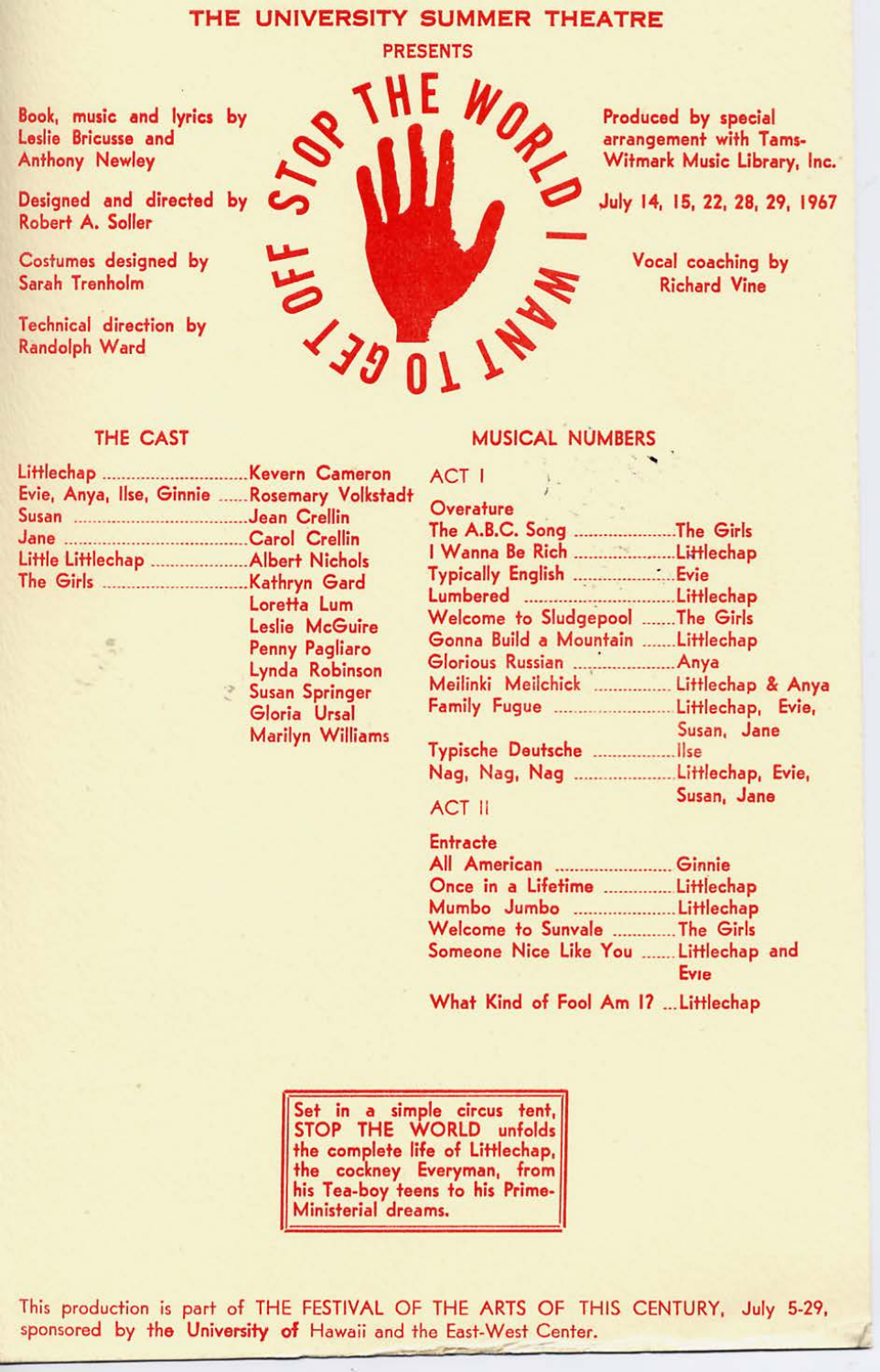# THE UNIVERSITY SUMMER THEATRE

PRESENTS

## STOP THE WORLD I WANT TO GET OFF

Book, music and lyrics by Leslie Bricusse and Anthony Newley

Designed and directed by Robert A. Soller

Costumes designed by Sarah Trenholm

Technical direction by Randolph Ward

Produced by special arrangement with Tams-Witmark Music Library, Inc.

July 14, 15, 22, 28, 29, 1967

Vocal coaching by Richard Vine

### THE CAST

| Role | Performer |
|---|---|
| Littlechap | Kevern Cameron |
| Evie, Anya, Ilse, Ginnie | Rosemary Volkstadt |
| Susan | Jean Crellin |
| Jane | Carol Crellin |
| Little Littlechap | Albert Nichols |
| The Girls | Kathryn Gard |
| | Loretta Lum |
| | Leslie McGuire |
| | Penny Pagliaro |
| | Lynda Robinson |
| | Susan Springer |
| | Gloria Ursal |
| | Marilyn Williams |

### MUSICAL NUMBERS

**ACT I**

| Number | Performer |
|---|---|
| Overature | |
| The A.B.C. Song | The Girls |
| I Wanna Be Rich | Littlechap |
| Typically English | Evie |
| Lumbered | Littlechap |
| Welcome to Sludgepool | The Girls |
| Gonna Build a Mountain | Littlechap |
| Glorious Russian | Anya |
| Meilinki Meilchick | Littlechap & Anya |
| Family Fugue | Littlechap, Evie, Susan, Jane |
| Typische Deutsche | Ilse |
| Nag, Nag, Nag | Littlechap, Evie, Susan, Jane |

**ACT II**

| Number | Performer |
|---|---|
| Entracte | |
| All American | Ginnie |
| Once in a Lifetime | Littlechap |
| Mumbo Jumbo | Littlechap |
| Welcome to Sunvale | The Girls |
| Someone Nice Like You | Littlechap and Evie |
| What Kind of Fool Am I? | Littlechap |

Set in a simple circus tent, STOP THE WORLD unfolds the complete life of Littlechap, the cockney Everyman, from his Tea-boy teens to his Prime-Ministerial dreams.

This production is part of THE FESTIVAL OF THE ARTS OF THIS CENTURY, July 5-29, sponsored by the University of Hawaii and the East-West Center.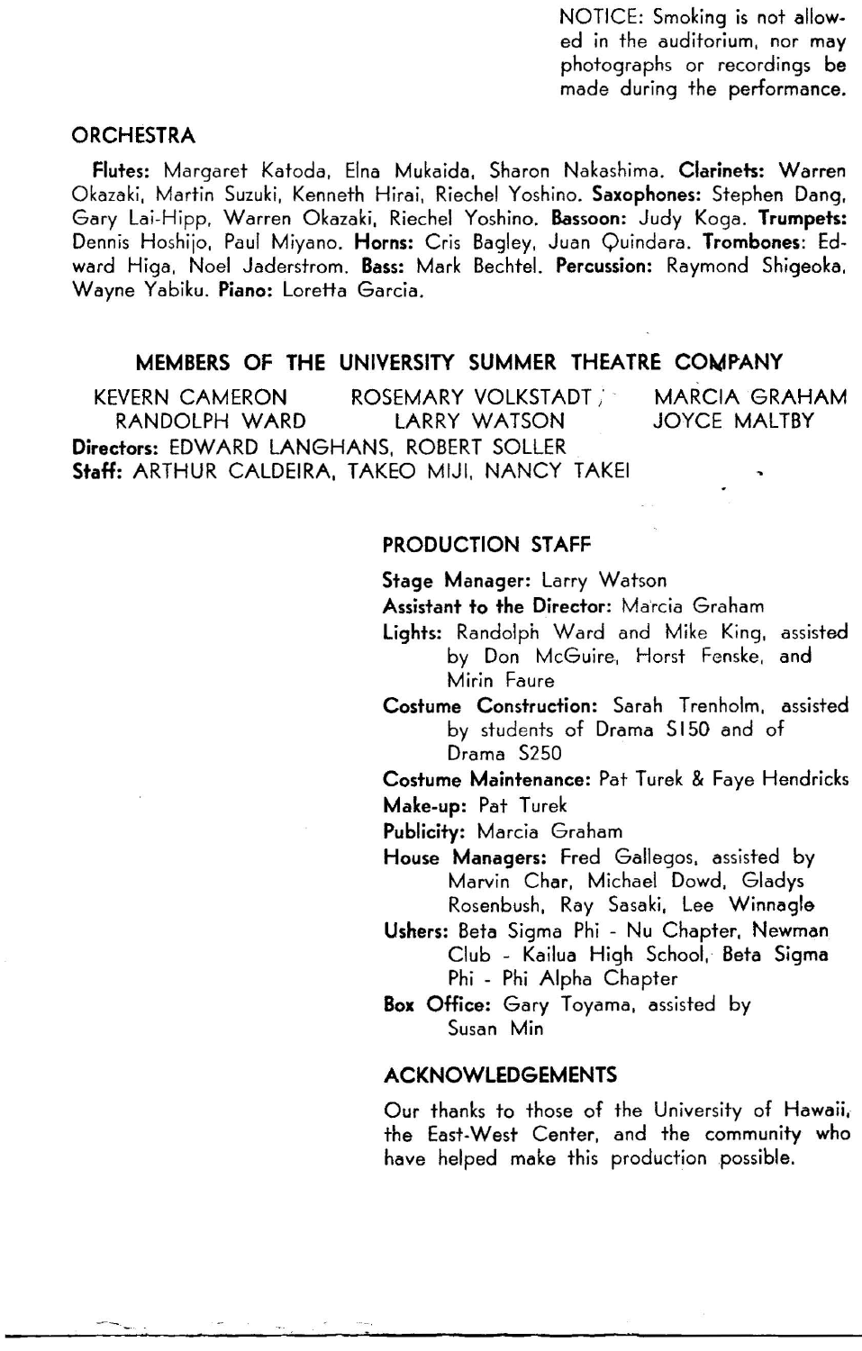NOTICE: Smoking is not allowed in the auditorium, nor may photographs or recordings be made during the performance.

## ORCHESTRA

**Flutes:** Margaret Katoda, Elna Mukaida, Sharon Nakashima. **Clarinets:** Warren Okazaki, Martin Suzuki, Kenneth Hirai, Riechel Yoshino. **Saxophones:** Stephen Dang, Gary Lai-Hipp, Warren Okazaki, Riechel Yoshino. **Bassoon:** Judy Koga. **Trumpets:** Dennis Hoshijo, Paul Miyano. **Horns:** Cris Bagley, Juan Quindara. **Trombones:** Edward Higa, Noel Jaderstrom. **Bass:** Mark Bechtel. **Percussion:** Raymond Shigeoka, Wayne Yabiku. **Piano:** Loretta Garcia.

## MEMBERS OF THE UNIVERSITY SUMMER THEATRE COMPANY

KEVERN CAMERON — ROSEMARY VOLKSTADT — MARCIA GRAHAM
RANDOLPH WARD — LARRY WATSON — JOYCE MALTBY

**Directors:** EDWARD LANGHANS, ROBERT SOLLER
**Staff:** ARTHUR CALDEIRA, TAKEO MIJI, NANCY TAKEI

## PRODUCTION STAFF

**Stage Manager:** Larry Watson
**Assistant to the Director:** Marcia Graham
**Lights:** Randolph Ward and Mike King, assisted by Don McGuire, Horst Fenske, and Mirin Faure
**Costume Construction:** Sarah Trenholm, assisted by students of Drama S150 and of Drama S250
**Costume Maintenance:** Pat Turek & Faye Hendricks
**Make-up:** Pat Turek
**Publicity:** Marcia Graham
**House Managers:** Fred Gallegos, assisted by Marvin Char, Michael Dowd, Gladys Rosenbush, Ray Sasaki, Lee Winnagle
**Ushers:** Beta Sigma Phi - Nu Chapter, Newman Club - Kailua High School, Beta Sigma Phi - Phi Alpha Chapter
**Box Office:** Gary Toyama, assisted by Susan Min

## ACKNOWLEDGEMENTS

Our thanks to those of the University of Hawaii, the East-West Center, and the community who have helped make this production possible.